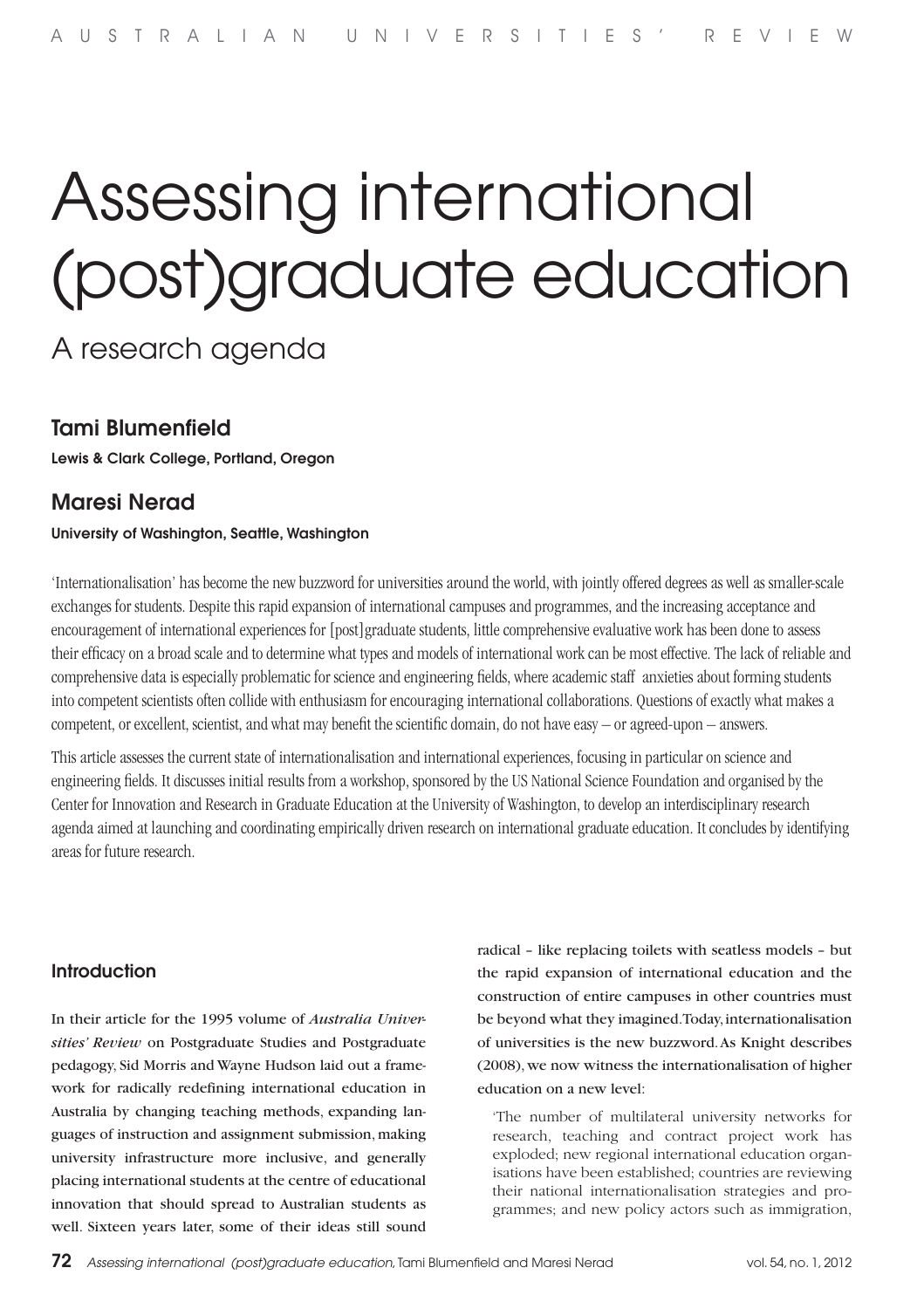# Assessing international (post)graduate education

## A research agenda

### Tami Blumenfield

**Lewis & Clark College, Portland, Oregon**

### Maresi Nerad

**University of Washington, Seattle, Washington**

'Internationalisation' has become the new buzzword for universities around the world, with jointly offered degrees as well as smaller-scale exchanges for students. Despite this rapid expansion of international campuses and programmes, and the increasing acceptance and encouragement of international experiences for [post]graduate students, little comprehensive evaluative work has been done to assess their efficacy on a broad scale and to determine what types and models of international work can be most effective. The lack of reliable and comprehensive data is especially problematic for science and engineering fields, where academic staff anxieties about forming students into competent scientists often collide with enthusiasm for encouraging international collaborations. Questions of exactly what makes a competent, or excellent, scientist, and what may benefit the scientific domain, do not have easy – or agreed-upon – answers.

This article assesses the current state of internationalisation and international experiences, focusing in particular on science and engineering fields. It discusses initial results from a workshop, sponsored by the US National Science Foundation and organised by the Center for Innovation and Research in Graduate Education at the University of Washington, to develop an interdisciplinary research agenda aimed at launching and coordinating empirically driven research on international graduate education. It concludes by identifying areas for future research.

### Introduction

In their article for the 1995 volume of *Australia Universities' Review* on Postgraduate Studies and Postgraduate pedagogy, Sid Morris and Wayne Hudson laid out a framework for radically redefining international education in Australia by changing teaching methods, expanding languages of instruction and assignment submission, making university infrastructure more inclusive, and generally placing international students at the centre of educational innovation that should spread to Australian students as well. Sixteen years later, some of their ideas still sound radical – like replacing toilets with seatless models – but the rapid expansion of international education and the construction of entire campuses in other countries must be beyond what they imagined. Today, internationalisation of universities is the new buzzword. As Knight describes (2008), we now witness the internationalisation of higher education on a new level:

> 'The number of multilateral university networks for research, teaching and contract project work has exploded; new regional international education organisations have been established; countries are reviewing their national internationalisation strategies and programmes; and new policy actors such as immigration,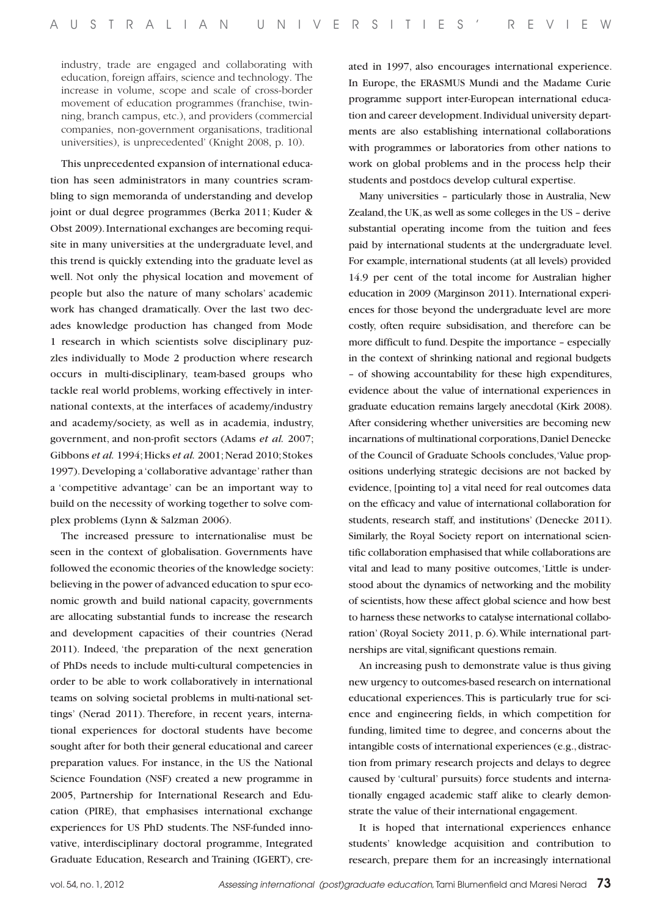industry, trade are engaged and collaborating with education, foreign affairs, science and technology. The increase in volume, scope and scale of cross-border movement of education programmes (franchise, twinning, branch campus, etc.), and providers (commercial companies, non-government organisations, traditional universities), is unprecedented' (Knight 2008, p. 10).

This unprecedented expansion of international education has seen administrators in many countries scrambling to sign memoranda of understanding and develop joint or dual degree programmes (Berka 2011; Kuder & Obst 2009). International exchanges are becoming requisite in many universities at the undergraduate level, and this trend is quickly extending into the graduate level as well. Not only the physical location and movement of people but also the nature of many scholars' academic work has changed dramatically. Over the last two decades knowledge production has changed from Mode 1 research in which scientists solve disciplinary puzzles individually to Mode 2 production where research occurs in multi-disciplinary, team-based groups who tackle real world problems, working effectively in international contexts, at the interfaces of academy/industry and academy/society, as well as in academia, industry, government, and non-profit sectors (Adams *et al.* 2007; Gibbons *et al.* 1994; Hicks *et al.* 2001; Nerad 2010; Stokes 1997). Developing a 'collaborative advantage' rather than a 'competitive advantage' can be an important way to build on the necessity of working together to solve complex problems (Lynn & Salzman 2006).

The increased pressure to internationalise must be seen in the context of globalisation. Governments have followed the economic theories of the knowledge society: believing in the power of advanced education to spur economic growth and build national capacity, governments are allocating substantial funds to increase the research and development capacities of their countries (Nerad 2011). Indeed, 'the preparation of the next generation of PhDs needs to include multi-cultural competencies in order to be able to work collaboratively in international teams on solving societal problems in multi-national settings' (Nerad 2011). Therefore, in recent years, international experiences for doctoral students have become sought after for both their general educational and career preparation values. For instance, in the US the National Science Foundation (NSF) created a new programme in 2005, Partnership for International Research and Education (PIRE), that emphasises international exchange experiences for US PhD students. The NSF-funded innovative, interdisciplinary doctoral programme, Integrated Graduate Education, Research and Training (IGERT), created in 1997, also encourages international experience. In Europe, the ERASMUS Mundi and the Madame Curie programme support inter-European international education and career development. Individual university departments are also establishing international collaborations with programmes or laboratories from other nations to work on global problems and in the process help their students and postdocs develop cultural expertise.

Many universities – particularly those in Australia, New Zealand, the UK, as well as some colleges in the US – derive substantial operating income from the tuition and fees paid by international students at the undergraduate level. For example, international students (at all levels) provided 14.9 per cent of the total income for Australian higher education in 2009 (Marginson 2011). International experiences for those beyond the undergraduate level are more costly, often require subsidisation, and therefore can be more difficult to fund. Despite the importance – especially in the context of shrinking national and regional budgets – of showing accountability for these high expenditures, evidence about the value of international experiences in graduate education remains largely anecdotal (Kirk 2008). After considering whether universities are becoming new incarnations of multinational corporations, Daniel Denecke of the Council of Graduate Schools concludes, 'Value propositions underlying strategic decisions are not backed by evidence, [pointing to] a vital need for real outcomes data on the efficacy and value of international collaboration for students, research staff, and institutions' (Denecke 2011). Similarly, the Royal Society report on international scientific collaboration emphasised that while collaborations are vital and lead to many positive outcomes, 'Little is understood about the dynamics of networking and the mobility of scientists, how these affect global science and how best to harness these networks to catalyse international collaboration' (Royal Society 2011, p. 6). While international partnerships are vital, significant questions remain.

An increasing push to demonstrate value is thus giving new urgency to outcomes-based research on international educational experiences. This is particularly true for science and engineering fields, in which competition for funding, limited time to degree, and concerns about the intangible costs of international experiences (e.g., distraction from primary research projects and delays to degree caused by 'cultural' pursuits) force students and internationally engaged academic staff alike to clearly demonstrate the value of their international engagement.

It is hoped that international experiences enhance students' knowledge acquisition and contribution to research, prepare them for an increasingly international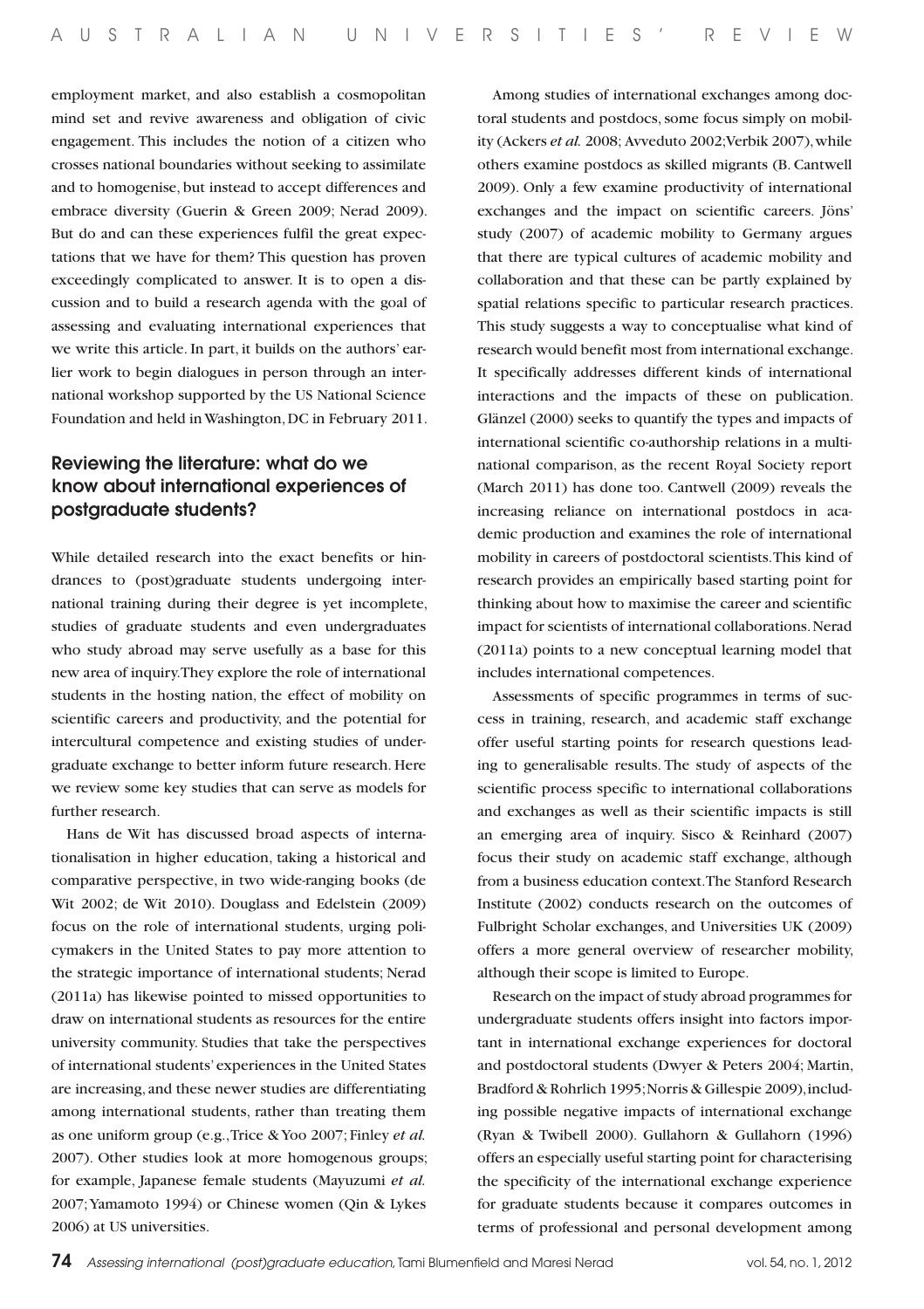employment market, and also establish a cosmopolitan mind set and revive awareness and obligation of civic engagement. This includes the notion of a citizen who crosses national boundaries without seeking to assimilate and to homogenise, but instead to accept differences and embrace diversity (Guerin & Green 2009; Nerad 2009). But do and can these experiences fulfil the great expectations that we have for them? This question has proven exceedingly complicated to answer. It is to open a discussion and to build a research agenda with the goal of assessing and evaluating international experiences that we write this article. In part, it builds on the authors' earlier work to begin dialogues in person through an international workshop supported by the US National Science Foundation and held in Washington, DC in February 2011.

## Reviewing the literature: what do we know about international experiences of postgraduate students?

While detailed research into the exact benefits or hindrances to (post)graduate students undergoing international training during their degree is yet incomplete, studies of graduate students and even undergraduates who study abroad may serve usefully as a base for this new area of inquiry. They explore the role of international students in the hosting nation, the effect of mobility on scientific careers and productivity, and the potential for intercultural competence and existing studies of undergraduate exchange to better inform future research. Here we review some key studies that can serve as models for further research.

Hans de Wit has discussed broad aspects of internationalisation in higher education, taking a historical and comparative perspective, in two wide-ranging books (de Wit 2002; de Wit 2010). Douglass and Edelstein (2009) focus on the role of international students, urging policymakers in the United States to pay more attention to the strategic importance of international students; Nerad (2011a) has likewise pointed to missed opportunities to draw on international students as resources for the entire university community. Studies that take the perspectives of international students' experiences in the United States are increasing, and these newer studies are differentiating among international students, rather than treating them as one uniform group (e.g., Trice & Yoo 2007; Finley *et al.* 2007). Other studies look at more homogenous groups; for example, Japanese female students (Mayuzumi *et al.* 2007; Yamamoto 1994) or Chinese women (Qin & Lykes 2006) at US universities.

Among studies of international exchanges among doctoral students and postdocs, some focus simply on mobility (Ackers *et al.* 2008; Avveduto 2002; Verbik 2007), while others examine postdocs as skilled migrants (B. Cantwell 2009). Only a few examine productivity of international exchanges and the impact on scientific careers. Jöns' study (2007) of academic mobility to Germany argues that there are typical cultures of academic mobility and collaboration and that these can be partly explained by spatial relations specific to particular research practices. This study suggests a way to conceptualise what kind of research would benefit most from international exchange. It specifically addresses different kinds of international interactions and the impacts of these on publication. Glänzel (2000) seeks to quantify the types and impacts of international scientific co-authorship relations in a multinational comparison, as the recent Royal Society report (March 2011) has done too. Cantwell (2009) reveals the increasing reliance on international postdocs in academic production and examines the role of international mobility in careers of postdoctoral scientists. This kind of research provides an empirically based starting point for thinking about how to maximise the career and scientific impact for scientists of international collaborations. Nerad (2011a) points to a new conceptual learning model that includes international competences.

Assessments of specific programmes in terms of success in training, research, and academic staff exchange offer useful starting points for research questions leading to generalisable results. The study of aspects of the scientific process specific to international collaborations and exchanges as well as their scientific impacts is still an emerging area of inquiry. Sisco & Reinhard (2007) focus their study on academic staff exchange, although from a business education context. The Stanford Research Institute (2002) conducts research on the outcomes of Fulbright Scholar exchanges, and Universities UK (2009) offers a more general overview of researcher mobility, although their scope is limited to Europe.

Research on the impact of study abroad programmes for undergraduate students offers insight into factors important in international exchange experiences for doctoral and postdoctoral students (Dwyer & Peters 2004; Martin, Bradford & Rohrlich 1995; Norris & Gillespie 2009), including possible negative impacts of international exchange (Ryan & Twibell 2000). Gullahorn & Gullahorn (1996) offers an especially useful starting point for characterising the specificity of the international exchange experience for graduate students because it compares outcomes in terms of professional and personal development among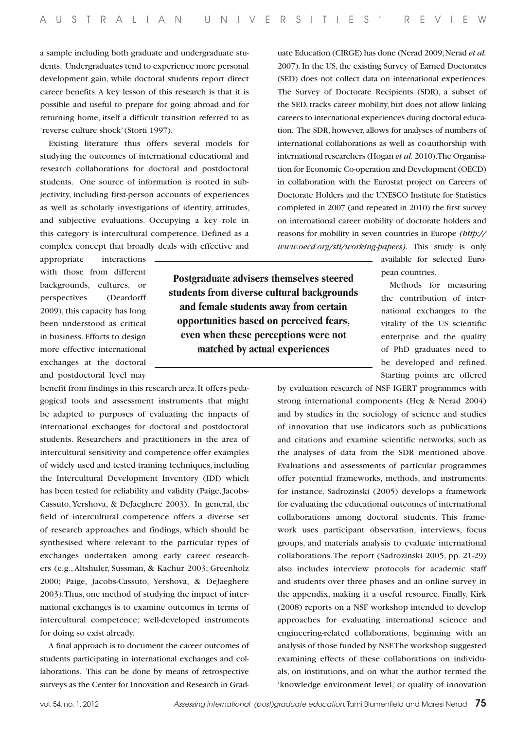a sample including both graduate and undergraduate students. Undergraduates tend to experience more personal development gain, while doctoral students report direct career benefits. A key lesson of this research is that it is possible and useful to prepare for going abroad and for returning home, itself a difficult transition referred to as 'reverse culture shock' (Storti 1997).

Existing literature thus offers several models for studying the outcomes of international educational and research collaborations for doctoral and postdoctoral students. One source of information is rooted in subjectivity, including first-person accounts of experiences as well as scholarly investigations of identity, attitudes, and subjective evaluations. Occupying a key role in this category is intercultural competence. Defined as a complex concept that broadly deals with effective and appropriate interactions with those from different backgrounds, cultures, or perspectives (Deardorff 2009), this capacity has long been understood as critical in business. Efforts to design more effective international exchanges at the doctoral and postdoctoral level may benefit from findings in this research area. It offers pedagogical tools and assessment instruments that might be adapted to purposes of evaluating the impacts of international exchanges for doctoral and postdoctoral students. Researchers and practitioners in the area of intercultural sensitivity and competence offer examples of widely used and tested training techniques, including the Intercultural Development Inventory (IDI) which has been tested for reliability and validity (Paige, Jacobs-Cassuto, Yershova, & DeJaeghere 2003). In general, the field of intercultural competence offers a diverse set of research approaches and findings, which should be synthesised where relevant to the particular types of exchanges undertaken among early career researchers (e.g., Altshuler, Sussman, & Kachur 2003; Greenholz 2000; Paige, Jacobs-Cassuto, Yershova, & DeJaeghere 2003). Thus, one method of studying the impact of international exchanges is to examine outcomes in terms of intercultural competence; well-developed instruments for doing so exist already.

A final approach is to document the career outcomes of students participating in international exchanges and collaborations. This can be done by means of retrospective surveys as the Center for Innovation and Research in Graduate Education (CIRGE) has done (Nerad 2009; Nerad *et al.* 2007). In the US, the existing Survey of Earned Doctorates (SED) does not collect data on international experiences. The Survey of Doctorate Recipients (SDR), a subset of the SED, tracks career mobility, but does not allow linking careers to international experiences during doctoral education. The SDR, however, allows for analyses of numbers of international collaborations as well as co-authorship with international researchers (Hogan *et al.* 2010). The Organisation for Economic Co-operation and Development (OECD) in collaboration with the Eurostat project on Careers of Doctorate Holders and the UNESCO Institute for Statistics completed in 2007 (and repeated in 2010) the first survey on international career mobility of doctorate holders and reasons for mobility in seven countries in Europe *(http://www.oecd.org/sti/working-papers)*. This study is only available for selected European countries.

**Postgraduate advisers themselves steered students from diverse cultural backgrounds and female students away from certain opportunities based on perceived fears, even when these perceptions were not matched by actual experiences**

Methods for measuring the contribution of international exchanges to the vitality of the US scientific enterprise and the quality of PhD graduates need to be developed and refined. Starting points are offered by evaluation research of NSF IGERT programmes with strong international components (Heg & Nerad 2004) and by studies in the sociology of science and studies of innovation that use indicators such as publications and citations and examine scientific networks, such as the analyses of data from the SDR mentioned above. Evaluations and assessments of particular programmes offer potential frameworks, methods, and instruments: for instance, Sadrozinski (2005) develops a framework for evaluating the educational outcomes of international collaborations among doctoral students. This framework uses participant observation, interviews, focus groups, and materials analysis to evaluate international collaborations. The report (Sadrozinski 2005, pp. 21-29) also includes interview protocols for academic staff and students over three phases and an online survey in the appendix, making it a useful resource. Finally, Kirk (2008) reports on a NSF workshop intended to develop approaches for evaluating international science and engineering-related collaborations, beginning with an analysis of those funded by NSF. The workshop suggested examining effects of these collaborations on individuals, on institutions, and on what the author termed the 'knowledge environment level,' or quality of innovation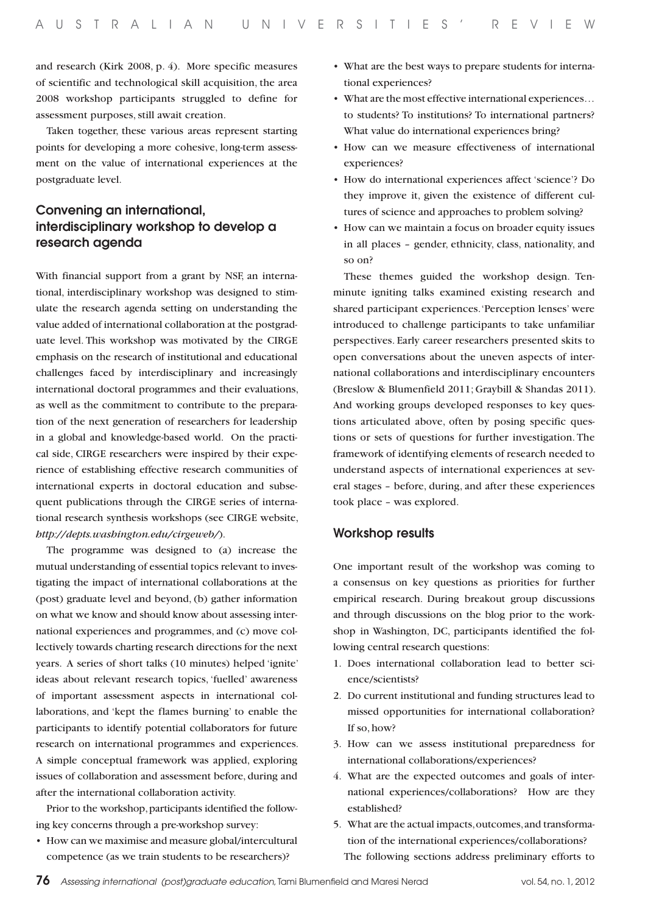and research (Kirk 2008, p. 4). More specific measures of scientific and technological skill acquisition, the area 2008 workshop participants struggled to define for assessment purposes, still await creation.

Taken together, these various areas represent starting points for developing a more cohesive, long-term assessment on the value of international experiences at the postgraduate level.

## Convening an international, interdisciplinary workshop to develop a research agenda

With financial support from a grant by NSF, an international, interdisciplinary workshop was designed to stimulate the research agenda setting on understanding the value added of international collaboration at the postgraduate level. This workshop was motivated by the CIRGE emphasis on the research of institutional and educational challenges faced by interdisciplinary and increasingly international doctoral programmes and their evaluations, as well as the commitment to contribute to the preparation of the next generation of researchers for leadership in a global and knowledge-based world. On the practical side, CIRGE researchers were inspired by their experience of establishing effective research communities of international experts in doctoral education and subsequent publications through the CIRGE series of international research synthesis workshops (see CIRGE website, *http://depts.washington.edu/cirgeweb/*).

The programme was designed to (a) increase the mutual understanding of essential topics relevant to investigating the impact of international collaborations at the (post) graduate level and beyond, (b) gather information on what we know and should know about assessing international experiences and programmes, and (c) move collectively towards charting research directions for the next years. A series of short talks (10 minutes) helped 'ignite' ideas about relevant research topics, 'fuelled' awareness of important assessment aspects in international collaborations, and 'kept the flames burning' to enable the participants to identify potential collaborators for future research on international programmes and experiences. A simple conceptual framework was applied, exploring issues of collaboration and assessment before, during and after the international collaboration activity.

Prior to the workshop, participants identified the following key concerns through a pre-workshop survey:

- How can we maximise and measure global/intercultural competence (as we train students to be researchers)?
- What are the best ways to prepare students for international experiences?
- What are the most effective international experiences… to students? To institutions? To international partners? What value do international experiences bring?
- How can we measure effectiveness of international experiences?
- How do international experiences affect 'science'? Do they improve it, given the existence of different cultures of science and approaches to problem solving?
- How can we maintain a focus on broader equity issues in all places – gender, ethnicity, class, nationality, and so on?

These themes guided the workshop design. Ten-minute igniting talks examined existing research and shared participant experiences. 'Perception lenses' were introduced to challenge participants to take unfamiliar perspectives. Early career researchers presented skits to open conversations about the uneven aspects of international collaborations and interdisciplinary encounters (Breslow & Blumenfield 2011; Graybill & Shandas 2011). And working groups developed responses to key questions articulated above, often by posing specific questions or sets of questions for further investigation. The framework of identifying elements of research needed to understand aspects of international experiences at several stages – before, during, and after these experiences took place – was explored.

## Workshop results

One important result of the workshop was coming to a consensus on key questions as priorities for further empirical research. During breakout group discussions and through discussions on the blog prior to the workshop in Washington, DC, participants identified the following central research questions:

1. Does international collaboration lead to better science/scientists?
2. Do current institutional and funding structures lead to missed opportunities for international collaboration? If so, how?
3. How can we assess institutional preparedness for international collaborations/experiences?
4. What are the expected outcomes and goals of international experiences/collaborations? How are they established?
5. What are the actual impacts, outcomes, and transformation of the international experiences/collaborations?

The following sections address preliminary efforts to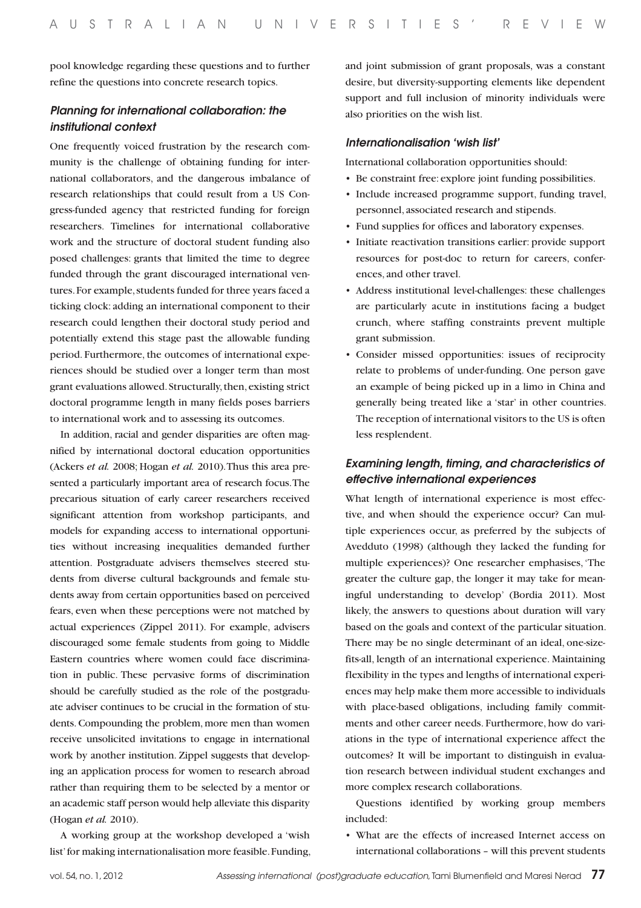pool knowledge regarding these questions and to further refine the questions into concrete research topics.

### *Planning for international collaboration: the institutional context*

One frequently voiced frustration by the research community is the challenge of obtaining funding for international collaborators, and the dangerous imbalance of research relationships that could result from a US Congress-funded agency that restricted funding for foreign researchers. Timelines for international collaborative work and the structure of doctoral student funding also posed challenges: grants that limited the time to degree funded through the grant discouraged international ventures. For example, students funded for three years faced a ticking clock: adding an international component to their research could lengthen their doctoral study period and potentially extend this stage past the allowable funding period. Furthermore, the outcomes of international experiences should be studied over a longer term than most grant evaluations allowed. Structurally, then, existing strict doctoral programme length in many fields poses barriers to international work and to assessing its outcomes.

In addition, racial and gender disparities are often magnified by international doctoral education opportunities (Ackers *et al.* 2008; Hogan *et al.* 2010). Thus this area presented a particularly important area of research focus. The precarious situation of early career researchers received significant attention from workshop participants, and models for expanding access to international opportunities without increasing inequalities demanded further attention. Postgraduate advisers themselves steered students from diverse cultural backgrounds and female students away from certain opportunities based on perceived fears, even when these perceptions were not matched by actual experiences (Zippel 2011). For example, advisers discouraged some female students from going to Middle Eastern countries where women could face discrimination in public. These pervasive forms of discrimination should be carefully studied as the role of the postgraduate adviser continues to be crucial in the formation of students. Compounding the problem, more men than women receive unsolicited invitations to engage in international work by another institution. Zippel suggests that developing an application process for women to research abroad rather than requiring them to be selected by a mentor or an academic staff person would help alleviate this disparity (Hogan *et al.* 2010).

A working group at the workshop developed a 'wish list' for making internationalisation more feasible. Funding, and joint submission of grant proposals, was a constant desire, but diversity-supporting elements like dependent support and full inclusion of minority individuals were also priorities on the wish list.

### *Internationalisation 'wish list'*

International collaboration opportunities should:

- Be constraint free: explore joint funding possibilities.
- Include increased programme support, funding travel, personnel, associated research and stipends.
- Fund supplies for offices and laboratory expenses.
- Initiate reactivation transitions earlier: provide support resources for post-doc to return for careers, conferences, and other travel.
- Address institutional level-challenges: these challenges are particularly acute in institutions facing a budget crunch, where staffing constraints prevent multiple grant submission.
- Consider missed opportunities: issues of reciprocity relate to problems of under-funding. One person gave an example of being picked up in a limo in China and generally being treated like a 'star' in other countries. The reception of international visitors to the US is often less resplendent.

### *Examining length, timing, and characteristics of effective international experiences*

What length of international experience is most effective, and when should the experience occur? Can multiple experiences occur, as preferred by the subjects of Avedduto (1998) (although they lacked the funding for multiple experiences)? One researcher emphasises, 'The greater the culture gap, the longer it may take for meaningful understanding to develop' (Bordia 2011). Most likely, the answers to questions about duration will vary based on the goals and context of the particular situation. There may be no single determinant of an ideal, one-size-fits-all, length of an international experience. Maintaining flexibility in the types and lengths of international experiences may help make them more accessible to individuals with place-based obligations, including family commitments and other career needs. Furthermore, how do variations in the type of international experience affect the outcomes? It will be important to distinguish in evaluation research between individual student exchanges and more complex research collaborations.

Questions identified by working group members included:

- What are the effects of increased Internet access on international collaborations – will this prevent students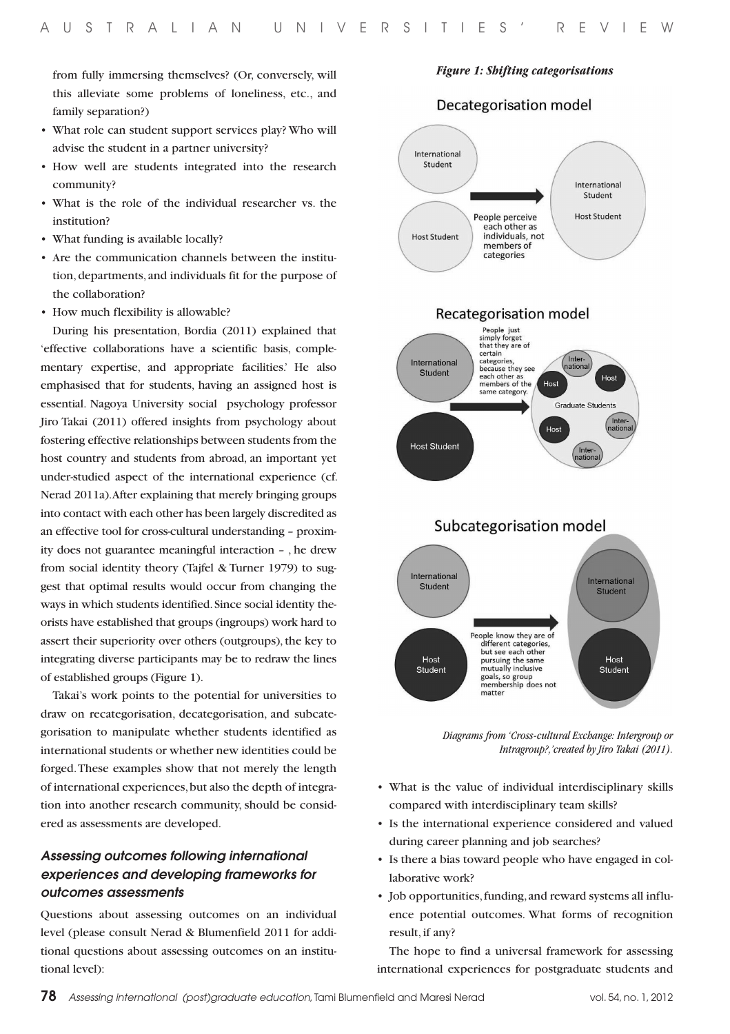from fully immersing themselves? (Or, conversely, will this alleviate some problems of loneliness, etc., and family separation?)

- What role can student support services play? Who will advise the student in a partner university?
- How well are students integrated into the research community?
- What is the role of the individual researcher vs. the institution?
- What funding is available locally?
- Are the communication channels between the institution, departments, and individuals fit for the purpose of the collaboration?
- How much flexibility is allowable?

During his presentation, Bordia (2011) explained that 'effective collaborations have a scientific basis, complementary expertise, and appropriate facilities.' He also emphasised that for students, having an assigned host is essential. Nagoya University social psychology professor Jiro Takai (2011) offered insights from psychology about fostering effective relationships between students from the host country and students from abroad, an important yet under-studied aspect of the international experience (cf. Nerad 2011a). After explaining that merely bringing groups into contact with each other has been largely discredited as an effective tool for cross-cultural understanding – proximity does not guarantee meaningful interaction – , he drew from social identity theory (Tajfel & Turner 1979) to suggest that optimal results would occur from changing the ways in which students identified. Since social identity theorists have established that groups (ingroups) work hard to assert their superiority over others (outgroups), the key to integrating diverse participants may be to redraw the lines of established groups (Figure 1).

Takai's work points to the potential for universities to draw on recategorisation, decategorisation, and subcategorisation to manipulate whether students identified as international students or whether new identities could be forged. These examples show that not merely the length of international experiences, but also the depth of integration into another research community, should be considered as assessments are developed.

### *Assessing outcomes following international experiences and developing frameworks for outcomes assessments*

Questions about assessing outcomes on an individual level (please consult Nerad & Blumenfield 2011 for additional questions about assessing outcomes on an institutional level):

***Figure 1: Shifting categorisations***

Decategorisation model

International Student → International Student / Host Student
Host Student
People perceive each other as individuals, not members of categories

Recategorisation model

International Student
Host Student
People just simply forget that they are of certain categories, because they see each other as members of the same category.
Graduate Students: International, Host, Host, International, Host, International

Subcategorisation model

International Student
Host Student
People know they are of different categories, but see each other pursuing the same mutually inclusive goals, so group membership does not matter
International Student / Host Student

*Diagrams from 'Cross-cultural Exchange: Intergroup or Intragroup?,' created by Jiro Takai (2011).*

- What is the value of individual interdisciplinary skills compared with interdisciplinary team skills?
- Is the international experience considered and valued during career planning and job searches?
- Is there a bias toward people who have engaged in collaborative work?
- Job opportunities, funding, and reward systems all influence potential outcomes. What forms of recognition result, if any?

The hope to find a universal framework for assessing international experiences for postgraduate students and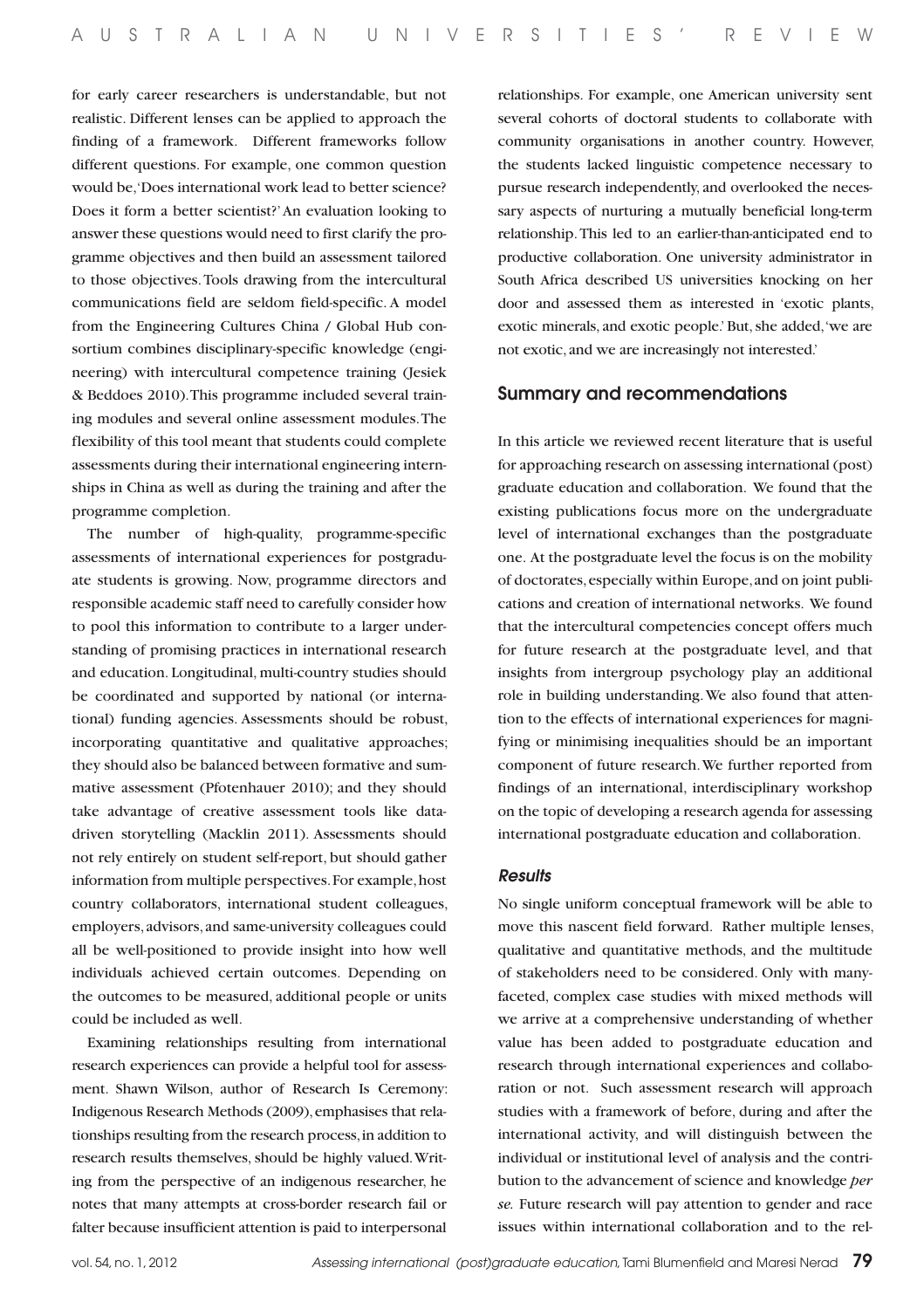for early career researchers is understandable, but not realistic. Different lenses can be applied to approach the finding of a framework. Different frameworks follow different questions. For example, one common question would be, 'Does international work lead to better science? Does it form a better scientist?' An evaluation looking to answer these questions would need to first clarify the programme objectives and then build an assessment tailored to those objectives. Tools drawing from the intercultural communications field are seldom field-specific. A model from the Engineering Cultures China / Global Hub consortium combines disciplinary-specific knowledge (engineering) with intercultural competence training (Jesiek & Beddoes 2010). This programme included several training modules and several online assessment modules. The flexibility of this tool meant that students could complete assessments during their international engineering internships in China as well as during the training and after the programme completion.

The number of high-quality, programme-specific assessments of international experiences for postgraduate students is growing. Now, programme directors and responsible academic staff need to carefully consider how to pool this information to contribute to a larger understanding of promising practices in international research and education. Longitudinal, multi-country studies should be coordinated and supported by national (or international) funding agencies. Assessments should be robust, incorporating quantitative and qualitative approaches; they should also be balanced between formative and summative assessment (Pfotenhauer 2010); and they should take advantage of creative assessment tools like data-driven storytelling (Macklin 2011). Assessments should not rely entirely on student self-report, but should gather information from multiple perspectives. For example, host country collaborators, international student colleagues, employers, advisors, and same-university colleagues could all be well-positioned to provide insight into how well individuals achieved certain outcomes. Depending on the outcomes to be measured, additional people or units could be included as well.

Examining relationships resulting from international research experiences can provide a helpful tool for assessment. Shawn Wilson, author of Research Is Ceremony: Indigenous Research Methods (2009), emphasises that relationships resulting from the research process, in addition to research results themselves, should be highly valued. Writing from the perspective of an indigenous researcher, he notes that many attempts at cross-border research fail or falter because insufficient attention is paid to interpersonal relationships. For example, one American university sent several cohorts of doctoral students to collaborate with community organisations in another country. However, the students lacked linguistic competence necessary to pursue research independently, and overlooked the necessary aspects of nurturing a mutually beneficial long-term relationship. This led to an earlier-than-anticipated end to productive collaboration. One university administrator in South Africa described US universities knocking on her door and assessed them as interested in 'exotic plants, exotic minerals, and exotic people.' But, she added, 'we are not exotic, and we are increasingly not interested.'

## Summary and recommendations

In this article we reviewed recent literature that is useful for approaching research on assessing international (post) graduate education and collaboration. We found that the existing publications focus more on the undergraduate level of international exchanges than the postgraduate one. At the postgraduate level the focus is on the mobility of doctorates, especially within Europe, and on joint publications and creation of international networks. We found that the intercultural competencies concept offers much for future research at the postgraduate level, and that insights from intergroup psychology play an additional role in building understanding. We also found that attention to the effects of international experiences for magnifying or minimising inequalities should be an important component of future research. We further reported from findings of an international, interdisciplinary workshop on the topic of developing a research agenda for assessing international postgraduate education and collaboration.

### *Results*

No single uniform conceptual framework will be able to move this nascent field forward. Rather multiple lenses, qualitative and quantitative methods, and the multitude of stakeholders need to be considered. Only with many-faceted, complex case studies with mixed methods will we arrive at a comprehensive understanding of whether value has been added to postgraduate education and research through international experiences and collaboration or not. Such assessment research will approach studies with a framework of before, during and after the international activity, and will distinguish between the individual or institutional level of analysis and the contribution to the advancement of science and knowledge *per se.* Future research will pay attention to gender and race issues within international collaboration and to the rel-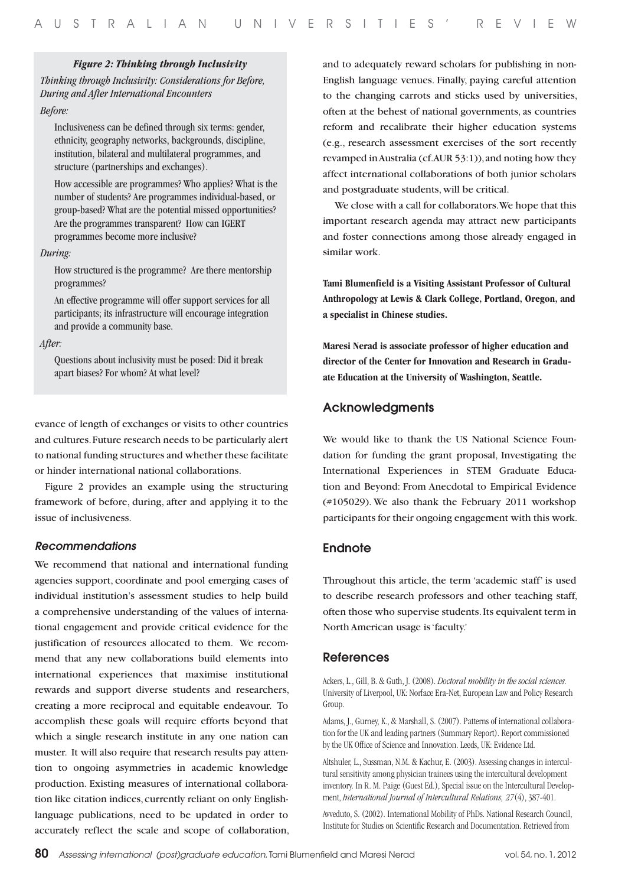***Figure 2: Thinking through Inclusivity***

*Thinking through Inclusivity: Considerations for Before, During and After International Encounters*

*Before:*

Inclusiveness can be defined through six terms: gender, ethnicity, geography networks, backgrounds, discipline, institution, bilateral and multilateral programmes, and structure (partnerships and exchanges).

How accessible are programmes? Who applies? What is the number of students? Are programmes individual-based, or group-based? What are the potential missed opportunities? Are the programmes transparent? How can IGERT programmes become more inclusive?

*During:*

How structured is the programme? Are there mentorship programmes?

An effective programme will offer support services for all participants; its infrastructure will encourage integration and provide a community base.

*After:*

Questions about inclusivity must be posed: Did it break apart biases? For whom? At what level?

evance of length of exchanges or visits to other countries and cultures. Future research needs to be particularly alert to national funding structures and whether these facilitate or hinder international national collaborations.

Figure 2 provides an example using the structuring framework of before, during, after and applying it to the issue of inclusiveness.

### *Recommendations*

We recommend that national and international funding agencies support, coordinate and pool emerging cases of individual institution's assessment studies to help build a comprehensive understanding of the values of international engagement and provide critical evidence for the justification of resources allocated to them. We recommend that any new collaborations build elements into international experiences that maximise institutional rewards and support diverse students and researchers, creating a more reciprocal and equitable endeavour. To accomplish these goals will require efforts beyond that which a single research institute in any one nation can muster. It will also require that research results pay attention to ongoing asymmetries in academic knowledge production. Existing measures of international collaboration like citation indices, currently reliant on only English-language publications, need to be updated in order to accurately reflect the scale and scope of collaboration, and to adequately reward scholars for publishing in non-English language venues. Finally, paying careful attention to the changing carrots and sticks used by universities, often at the behest of national governments, as countries reform and recalibrate their higher education systems (e.g., research assessment exercises of the sort recently revamped in Australia (cf. AUR 53:1)), and noting how they affect international collaborations of both junior scholars and postgraduate students, will be critical.

We close with a call for collaborators. We hope that this important research agenda may attract new participants and foster connections among those already engaged in similar work.

**Tami Blumenfield is a Visiting Assistant Professor of Cultural Anthropology at Lewis & Clark College, Portland, Oregon, and a specialist in Chinese studies.**

**Maresi Nerad is associate professor of higher education and director of the Center for Innovation and Research in Graduate Education at the University of Washington, Seattle.**

## Acknowledgments

We would like to thank the US National Science Foundation for funding the grant proposal, Investigating the International Experiences in STEM Graduate Education and Beyond: From Anecdotal to Empirical Evidence (#105029). We also thank the February 2011 workshop participants for their ongoing engagement with this work.

## Endnote

Throughout this article, the term 'academic staff' is used to describe research professors and other teaching staff, often those who supervise students. Its equivalent term in North American usage is 'faculty.'

## References

Ackers, L., Gill, B. & Guth, J. (2008). *Doctoral mobility in the social sciences.* University of Liverpool, UK: Norface Era-Net, European Law and Policy Research Group.

Adams, J., Gurney, K., & Marshall, S. (2007). Patterns of international collaboration for the UK and leading partners (Summary Report). Report commissioned by the UK Office of Science and Innovation. Leeds, UK: Evidence Ltd.

Altshuler, L., Sussman, N.M. & Kachur, E. (2003). Assessing changes in intercultural sensitivity among physician trainees using the intercultural development inventory. In R. M. Paige (Guest Ed.), Special issue on the Intercultural Development, *International Journal of Intercultural Relations, 27*(4), 387-401.

Avveduto, S. (2002). International Mobility of PhDs. National Research Council, Institute for Studies on Scientific Research and Documentation. Retrieved from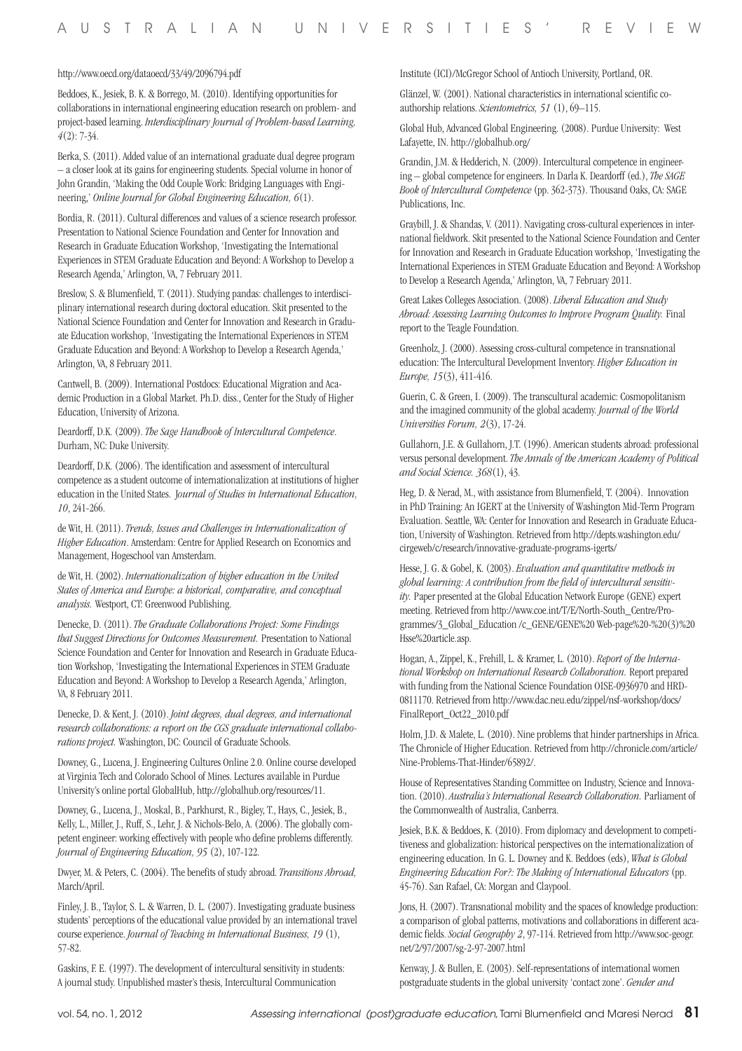http://www.oecd.org/dataoecd/33/49/2096794.pdf

Beddoes, K., Jesiek, B. K. & Borrego, M. (2010). Identifying opportunities for collaborations in international engineering education research on problem- and project-based learning. *Interdisciplinary Journal of Problem-based Learning, 4*(2): 7-34.

Berka, S. (2011). Added value of an international graduate dual degree program – a closer look at its gains for engineering students. Special volume in honor of John Grandin, 'Making the Odd Couple Work: Bridging Languages with Engineering,' *Online Journal for Global Engineering Education, 6*(1).

Bordia, R. (2011). Cultural differences and values of a science research professor. Presentation to National Science Foundation and Center for Innovation and Research in Graduate Education Workshop, 'Investigating the International Experiences in STEM Graduate Education and Beyond: A Workshop to Develop a Research Agenda,' Arlington, VA, 7 February 2011.

Breslow, S. & Blumenfield, T. (2011). Studying pandas: challenges to interdisciplinary international research during doctoral education. Skit presented to the National Science Foundation and Center for Innovation and Research in Graduate Education workshop, 'Investigating the International Experiences in STEM Graduate Education and Beyond: A Workshop to Develop a Research Agenda,' Arlington, VA, 8 February 2011.

Cantwell, B. (2009). International Postdocs: Educational Migration and Academic Production in a Global Market. Ph.D. diss., Center for the Study of Higher Education, University of Arizona.

Deardorff, D.K. (2009). *The Sage Handbook of Intercultural Competence*. Durham, NC: Duke University.

Deardorff, D.K. (2006). The identification and assessment of intercultural competence as a student outcome of internationalization at institutions of higher education in the United States. *Journal of Studies in International Education, 10*, 241-266.

de Wit, H. (2011). *Trends, Issues and Challenges in Internationalization of Higher Education*. Amsterdam: Centre for Applied Research on Economics and Management, Hogeschool van Amsterdam.

de Wit, H. (2002). *Internationalization of higher education in the United States of America and Europe: a historical, comparative, and conceptual analysis.* Westport, CT: Greenwood Publishing.

Denecke, D. (2011). *The Graduate Collaborations Project: Some Findings that Suggest Directions for Outcomes Measurement.* Presentation to National Science Foundation and Center for Innovation and Research in Graduate Education Workshop, 'Investigating the International Experiences in STEM Graduate Education and Beyond: A Workshop to Develop a Research Agenda,' Arlington, VA, 8 February 2011.

Denecke, D. & Kent, J. (2010). *Joint degrees, dual degrees, and international research collaborations: a report on the CGS graduate international collaborations project.* Washington, DC: Council of Graduate Schools.

Downey, G., Lucena, J. Engineering Cultures Online 2.0. Online course developed at Virginia Tech and Colorado School of Mines. Lectures available in Purdue University's online portal GlobalHub, http://globalhub.org/resources/11.

Downey, G., Lucena, J., Moskal, B., Parkhurst, R., Bigley, T., Hays, C., Jesiek, B., Kelly, L., Miller, J., Ruff, S., Lehr, J. & Nichols-Belo, A. (2006). The globally competent engineer: working effectively with people who define problems differently. *Journal of Engineering Education, 95* (2), 107-122.

Dwyer, M. & Peters, C. (2004). The benefits of study abroad. *Transitions Abroad,* March/April.

Finley, J. B., Taylor, S. L. & Warren, D. L. (2007). Investigating graduate business students' perceptions of the educational value provided by an international travel course experience. *Journal of Teaching in International Business, 19* (1), 57-82.

Gaskins, F. E. (1997). The development of intercultural sensitivity in students: A journal study. Unpublished master's thesis, Intercultural Communication Institute (ICI)/McGregor School of Antioch University, Portland, OR.

Glänzel, W. (2001). National characteristics in international scientific co-authorship relations. *Scientometrics, 51* (1), 69–115.

Global Hub, Advanced Global Engineering. (2008). Purdue University: West Lafayette, IN. http://globalhub.org/

Grandin, J.M. & Hedderich, N. (2009). Intercultural competence in engineering – global competence for engineers. In Darla K. Deardorff (ed.), *The SAGE Book of Intercultural Competence* (pp. 362-373). Thousand Oaks, CA: SAGE Publications, Inc.

Graybill, J. & Shandas, V. (2011). Navigating cross-cultural experiences in international fieldwork. Skit presented to the National Science Foundation and Center for Innovation and Research in Graduate Education workshop, 'Investigating the International Experiences in STEM Graduate Education and Beyond: A Workshop to Develop a Research Agenda,' Arlington, VA, 7 February 2011.

Great Lakes Colleges Association. (2008). *Liberal Education and Study Abroad: Assessing Learning Outcomes to Improve Program Quality.* Final report to the Teagle Foundation.

Greenholz, J. (2000). Assessing cross-cultural competence in transnational education: The Intercultural Development Inventory. *Higher Education in Europe, 15*(3), 411-416.

Guerin, C. & Green, I. (2009). The transcultural academic: Cosmopolitanism and the imagined community of the global academy. *Journal of the World Universities Forum, 2*(3), 17-24.

Gullahorn, J.E. & Gullahorn, J.T. (1996). American students abroad: professional versus personal development. *The Annals of the American Academy of Political and Social Science. 368*(1), 43.

Heg, D. & Nerad, M., with assistance from Blumenfield, T. (2004). Innovation in PhD Training: An IGERT at the University of Washington Mid-Term Program Evaluation. Seattle, WA: Center for Innovation and Research in Graduate Education, University of Washington. Retrieved from http://depts.washington.edu/cirgeweb/c/research/innovative-graduate-programs-igerts/

Hesse, J. G. & Gobel, K. (2003). *Evaluation and quantitative methods in global learning: A contribution from the field of intercultural sensitivity.* Paper presented at the Global Education Network Europe (GENE) expert meeting. Retrieved from http://www.coe.int/T/E/North-South_Centre/Programmes/3_Global_Education /c_GENE/GENE%20 Web-page%20-%20(3)%20 Hsse%20article.asp.

Hogan, A., Zippel, K., Frehill, L. & Kramer, L. (2010). *Report of the International Workshop on International Research Collaboration.* Report prepared with funding from the National Science Foundation OISE-0936970 and HRD-0811170. Retrieved from http://www.dac.neu.edu/zippel/nsf-workshop/docs/FinalReport_Oct22_2010.pdf

Holm, J.D. & Malete, L. (2010). Nine problems that hinder partnerships in Africa. The Chronicle of Higher Education. Retrieved from http://chronicle.com/article/Nine-Problems-That-Hinder/65892/.

House of Representatives Standing Committee on Industry, Science and Innovation. (2010). *Australia's International Research Collaboration.* Parliament of the Commonwealth of Australia, Canberra.

Jesiek, B.K. & Beddoes, K. (2010). From diplomacy and development to competitiveness and globalization: historical perspectives on the internationalization of engineering education. In G.L. Downey and K. Beddoes (eds), *What is Global Engineering Education For?: The Making of International Educators* (pp. 45-76). San Rafael, CA: Morgan and Claypool.

Jons, H. (2007). Transnational mobility and the spaces of knowledge production: a comparison of global patterns, motivations and collaborations in different academic fields. *Social Geography 2*, 97-114. Retrieved from http://www.soc-geogr.net/2/97/2007/sg-2-97-2007.html

Kenway, J. & Bullen, E. (2003). Self-representations of international women postgraduate students in the global university 'contact zone'. *Gender and*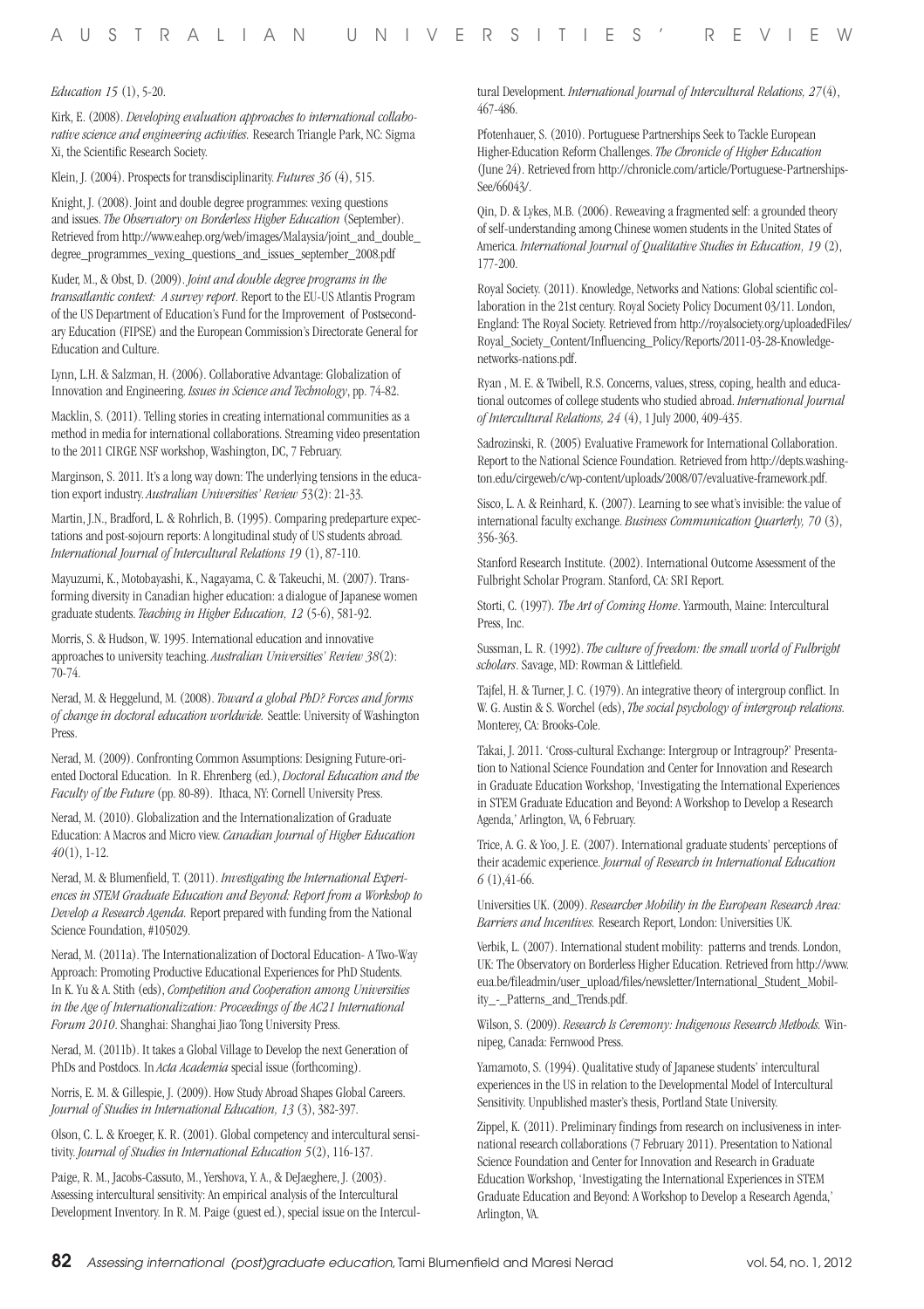*Education 15* (1), 5-20.

Kirk, E. (2008). *Developing evaluation approaches to international collaborative science and engineering activities.* Research Triangle Park, NC: Sigma Xi, the Scientific Research Society.

Klein, J. (2004). Prospects for transdisciplinarity. *Futures 36* (4), 515.

Knight, J. (2008). Joint and double degree programmes: vexing questions and issues. *The Observatory on Borderless Higher Education* (September). Retrieved from http://www.eahep.org/web/images/Malaysia/joint_and_double_degree_programmes_vexing_questions_and_issues_september_2008.pdf

Kuder, M., & Obst, D. (2009). *Joint and double degree programs in the transatlantic context: A survey report*. Report to the EU-US Atlantis Program of the US Department of Education's Fund for the Improvement of Postsecondary Education (FIPSE) and the European Commission's Directorate General for Education and Culture.

Lynn, L.H. & Salzman, H. (2006). Collaborative Advantage: Globalization of Innovation and Engineering. *Issues in Science and Technology*, pp. 74-82.

Macklin, S. (2011). Telling stories in creating international communities as a method in media for international collaborations. Streaming video presentation to the 2011 CIRGE NSF workshop, Washington, DC, 7 February.

Marginson, S. 2011. It's a long way down: The underlying tensions in the education export industry. *Australian Universities' Review* 53(2): 21-33.

Martin, J.N., Bradford, L. & Rohrlich, B. (1995). Comparing predeparture expectations and post-sojourn reports: A longitudinal study of US students abroad. *International Journal of Intercultural Relations 19* (1), 87-110.

Mayuzumi, K., Motobayashi, K., Nagayama, C. & Takeuchi, M. (2007). Transforming diversity in Canadian higher education: a dialogue of Japanese women graduate students. *Teaching in Higher Education, 12* (5-6), 581-92.

Morris, S. & Hudson, W. 1995. International education and innovative approaches to university teaching. *Australian Universities' Review 38*(2): 70-74.

Nerad, M. & Heggelund, M. (2008). *Toward a global PhD? Forces and forms of change in doctoral education worldwide.* Seattle: University of Washington Press.

Nerad, M. (2009). Confronting Common Assumptions: Designing Future-oriented Doctoral Education. In R. Ehrenberg (ed.), *Doctoral Education and the Faculty of the Future* (pp. 80-89). Ithaca, NY: Cornell University Press.

Nerad, M. (2010). Globalization and the Internationalization of Graduate Education: A Macros and Micro view. *Canadian Journal of Higher Education 40*(1), 1-12.

Nerad, M. & Blumenfield, T. (2011). *Investigating the International Experiences in STEM Graduate Education and Beyond: Report from a Workshop to Develop a Research Agenda.* Report prepared with funding from the National Science Foundation, #105029.

Nerad, M. (2011a). The Internationalization of Doctoral Education- A Two-Way Approach: Promoting Productive Educational Experiences for PhD Students. In K. Yu & A. Stith (eds), *Competition and Cooperation among Universities in the Age of Internationalization: Proceedings of the AC21 International Forum 2010*. Shanghai: Shanghai Jiao Tong University Press.

Nerad, M. (2011b). It takes a Global Village to Develop the next Generation of PhDs and Postdocs. In *Acta Academia* special issue (forthcoming).

Norris, E. M. & Gillespie, J. (2009). How Study Abroad Shapes Global Careers. *Journal of Studies in International Education, 13* (3), 382-397.

Olson, C. L. & Kroeger, K. R. (2001). Global competency and intercultural sensitivity. *Journal of Studies in International Education 5*(2), 116-137.

Paige, R. M., Jacobs-Cassuto, M., Yershova, Y. A., & DeJaeghere, J. (2003). Assessing intercultural sensitivity: An empirical analysis of the Intercultural Development Inventory. In R. M. Paige (guest ed.), special issue on the Intercultural Development. *International Journal of Intercultural Relations, 27*(4), 467-486.

Pfotenhauer, S. (2010). Portuguese Partnerships Seek to Tackle European Higher-Education Reform Challenges. *The Chronicle of Higher Education* (June 24). Retrieved from http://chronicle.com/article/Portuguese-Partnerships-See/66043/.

Qin, D. & Lykes, M.B. (2006). Reweaving a fragmented self: a grounded theory of self-understanding among Chinese women students in the United States of America. *International Journal of Qualitative Studies in Education, 19* (2), 177-200.

Royal Society. (2011). Knowledge, Networks and Nations: Global scientific collaboration in the 21st century. Royal Society Policy Document 03/11. London, England: The Royal Society. Retrieved from http://royalsociety.org/uploadedFiles/Royal_Society_Content/Influencing_Policy/Reports/2011-03-28-Knowledge-networks-nations.pdf.

Ryan , M. E. & Twibell, R.S. Concerns, values, stress, coping, health and educational outcomes of college students who studied abroad. *International Journal of Intercultural Relations, 24* (4), 1 July 2000, 409-435.

Sadrozinski, R. (2005) Evaluative Framework for International Collaboration. Report to the National Science Foundation. Retrieved from http://depts.washington.edu/cirgeweb/c/wp-content/uploads/2008/07/evaluative-framework.pdf.

Sisco, L. A. & Reinhard, K. (2007). Learning to see what's invisible: the value of international faculty exchange. *Business Communication Quarterly, 70* (3), 356-363.

Stanford Research Institute. (2002). International Outcome Assessment of the Fulbright Scholar Program. Stanford, CA: SRI Report.

Storti, C. (1997). *The Art of Coming Home*. Yarmouth, Maine: Intercultural Press, Inc.

Sussman, L. R. (1992). *The culture of freedom: the small world of Fulbright scholars*. Savage, MD: Rowman & Littlefield.

Tajfel, H. & Turner, J. C. (1979). An integrative theory of intergroup conflict. In W. G. Austin & S. Worchel (eds), *The social psychology of intergroup relations.* Monterey, CA: Brooks-Cole.

Takai, J. 2011. 'Cross-cultural Exchange: Intergroup or Intragroup?' Presentation to National Science Foundation and Center for Innovation and Research in Graduate Education Workshop, 'Investigating the International Experiences in STEM Graduate Education and Beyond: A Workshop to Develop a Research Agenda,' Arlington, VA, 6 February.

Trice, A. G. & Yoo, J. E. (2007). International graduate students' perceptions of their academic experience. *Journal of Research in International Education 6* (1),41-66.

Universities UK. (2009). *Researcher Mobility in the European Research Area: Barriers and Incentives.* Research Report, London: Universities UK.

Verbik, L. (2007). International student mobility: patterns and trends. London, UK: The Observatory on Borderless Higher Education. Retrieved from http://www.eua.be/fileadmin/user_upload/files/newsletter/International_Student_Mobility_-_Patterns_and_Trends.pdf.

Wilson, S. (2009). *Research Is Ceremony: Indigenous Research Methods.* Winnipeg, Canada: Fernwood Press.

Yamamoto, S. (1994). Qualitative study of Japanese students' intercultural experiences in the US in relation to the Developmental Model of Intercultural Sensitivity. Unpublished master's thesis, Portland State University.

Zippel, K. (2011). Preliminary findings from research on inclusiveness in international research collaborations (7 February 2011). Presentation to National Science Foundation and Center for Innovation and Research in Graduate Education Workshop, 'Investigating the International Experiences in STEM Graduate Education and Beyond: A Workshop to Develop a Research Agenda,' Arlington, VA.